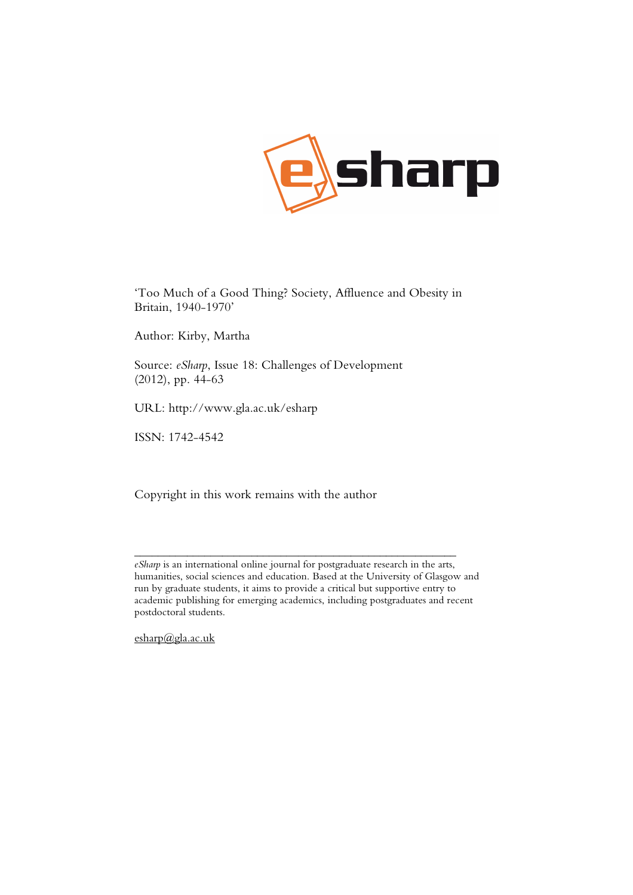'Too Much of a Good Thing? Society, Affluence and Obesity in Britain, 1940-1970'

Author: Kirby, Martha

Source: *eSharp*, Issue 18: Challenges of Development (2012), pp. 44-63

URL: http://www.gla.ac.uk/esharp

ISSN: 1742-4542

Copyright in this work remains with the author

---

*eSharp* is an international online journal for postgraduate research in the arts, humanities, social sciences and education. Based at the University of Glasgow and run by graduate students, it aims to provide a critical but supportive entry to academic publishing for emerging academics, including postgraduates and recent postdoctoral students.

esharp@gla.ac.uk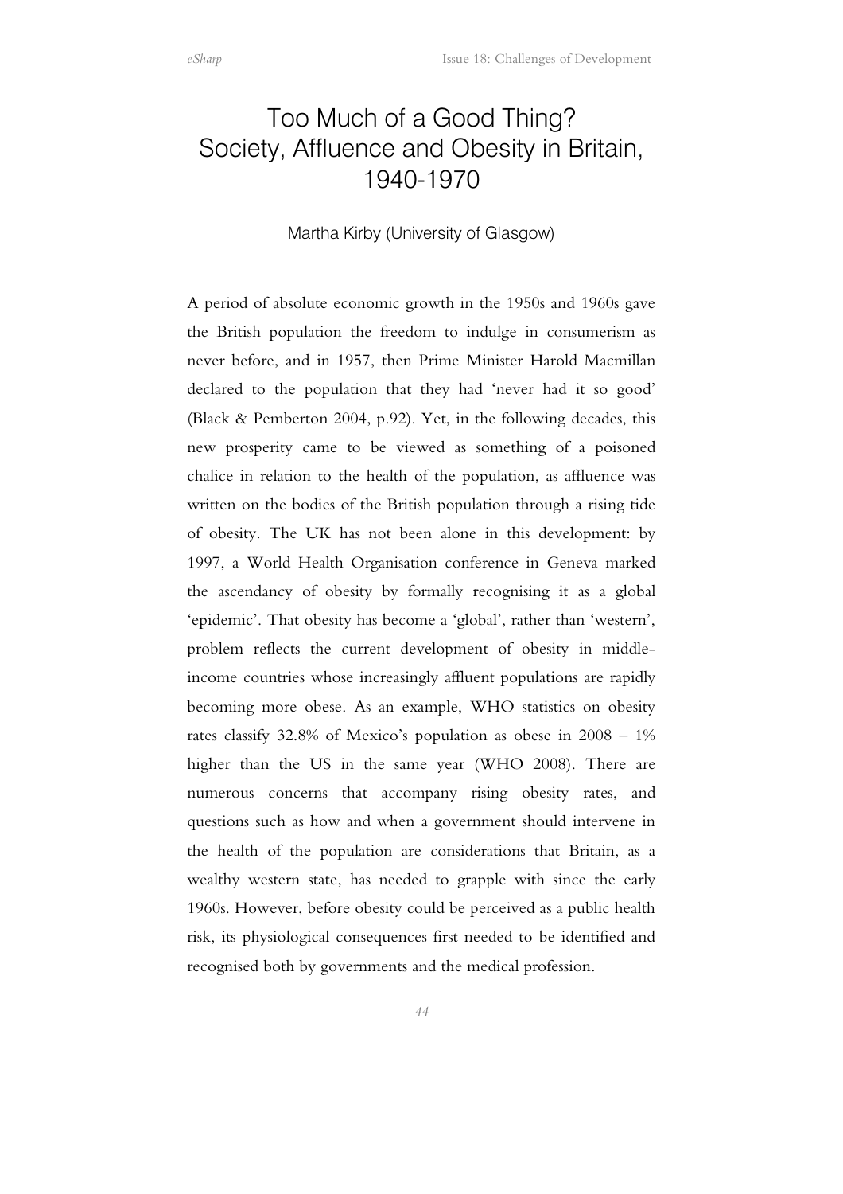# Too Much of a Good Thing? Society, Affluence and Obesity in Britain, 1940-1970

Martha Kirby (University of Glasgow)

A period of absolute economic growth in the 1950s and 1960s gave the British population the freedom to indulge in consumerism as never before, and in 1957, then Prime Minister Harold Macmillan declared to the population that they had 'never had it so good' (Black & Pemberton 2004, p.92). Yet, in the following decades, this new prosperity came to be viewed as something of a poisoned chalice in relation to the health of the population, as affluence was written on the bodies of the British population through a rising tide of obesity. The UK has not been alone in this development: by 1997, a World Health Organisation conference in Geneva marked the ascendancy of obesity by formally recognising it as a global 'epidemic'. That obesity has become a 'global', rather than 'western', problem reflects the current development of obesity in middle-income countries whose increasingly affluent populations are rapidly becoming more obese. As an example, WHO statistics on obesity rates classify 32.8% of Mexico's population as obese in 2008 – 1% higher than the US in the same year (WHO 2008). There are numerous concerns that accompany rising obesity rates, and questions such as how and when a government should intervene in the health of the population are considerations that Britain, as a wealthy western state, has needed to grapple with since the early 1960s. However, before obesity could be perceived as a public health risk, its physiological consequences first needed to be identified and recognised both by governments and the medical profession.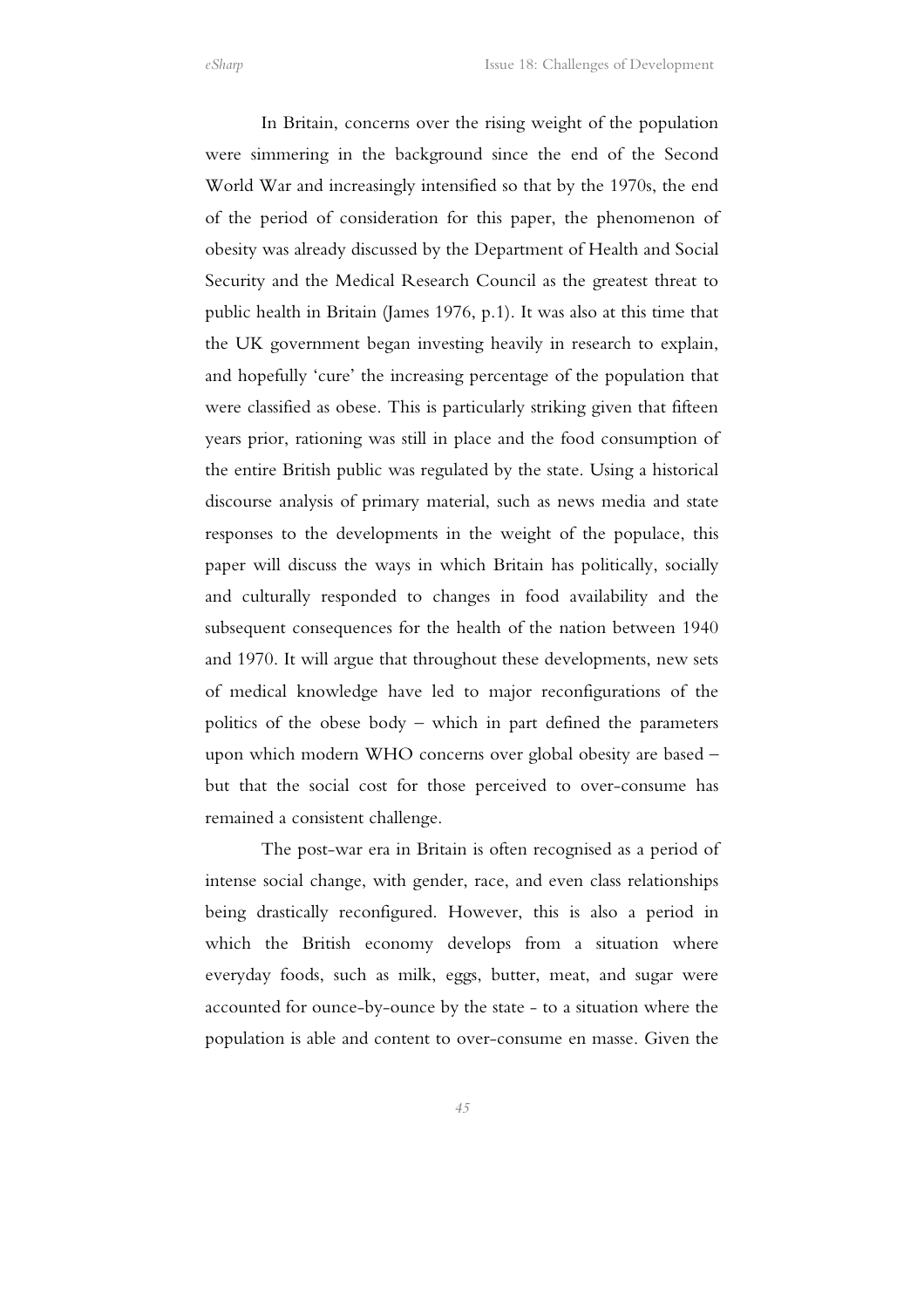In Britain, concerns over the rising weight of the population were simmering in the background since the end of the Second World War and increasingly intensified so that by the 1970s, the end of the period of consideration for this paper, the phenomenon of obesity was already discussed by the Department of Health and Social Security and the Medical Research Council as the greatest threat to public health in Britain (James 1976, p.1). It was also at this time that the UK government began investing heavily in research to explain, and hopefully 'cure' the increasing percentage of the population that were classified as obese. This is particularly striking given that fifteen years prior, rationing was still in place and the food consumption of the entire British public was regulated by the state. Using a historical discourse analysis of primary material, such as news media and state responses to the developments in the weight of the populace, this paper will discuss the ways in which Britain has politically, socially and culturally responded to changes in food availability and the subsequent consequences for the health of the nation between 1940 and 1970. It will argue that throughout these developments, new sets of medical knowledge have led to major reconfigurations of the politics of the obese body – which in part defined the parameters upon which modern WHO concerns over global obesity are based – but that the social cost for those perceived to over-consume has remained a consistent challenge.

The post-war era in Britain is often recognised as a period of intense social change, with gender, race, and even class relationships being drastically reconfigured. However, this is also a period in which the British economy develops from a situation where everyday foods, such as milk, eggs, butter, meat, and sugar were accounted for ounce-by-ounce by the state - to a situation where the population is able and content to over-consume en masse. Given the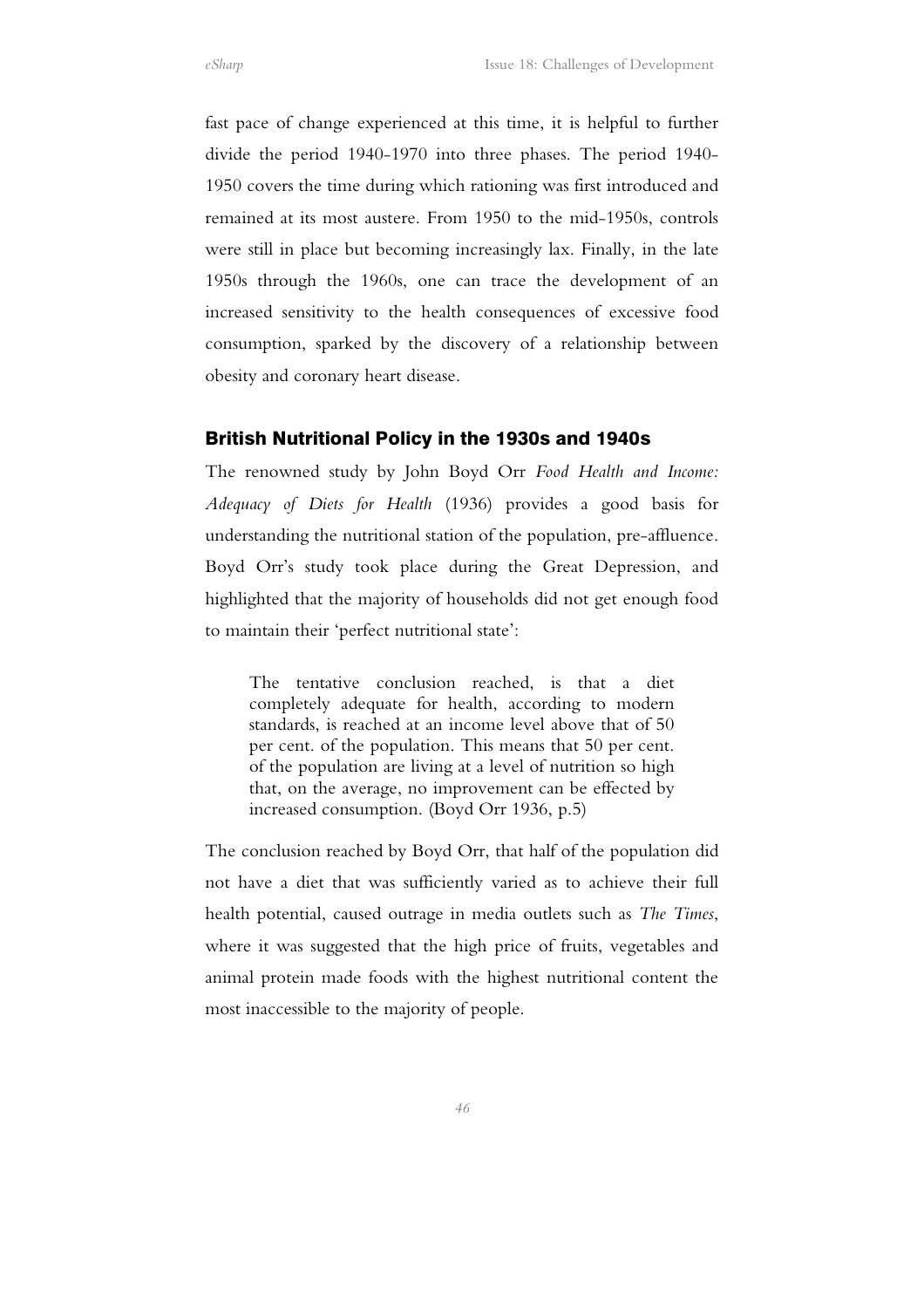fast pace of change experienced at this time, it is helpful to further divide the period 1940-1970 into three phases. The period 1940-1950 covers the time during which rationing was first introduced and remained at its most austere. From 1950 to the mid-1950s, controls were still in place but becoming increasingly lax. Finally, in the late 1950s through the 1960s, one can trace the development of an increased sensitivity to the health consequences of excessive food consumption, sparked by the discovery of a relationship between obesity and coronary heart disease.

## British Nutritional Policy in the 1930s and 1940s

The renowned study by John Boyd Orr *Food Health and Income: Adequacy of Diets for Health* (1936) provides a good basis for understanding the nutritional station of the population, pre-affluence. Boyd Orr's study took place during the Great Depression, and highlighted that the majority of households did not get enough food to maintain their 'perfect nutritional state':

> The tentative conclusion reached, is that a diet completely adequate for health, according to modern standards, is reached at an income level above that of 50 per cent. of the population. This means that 50 per cent. of the population are living at a level of nutrition so high that, on the average, no improvement can be effected by increased consumption. (Boyd Orr 1936, p.5)

The conclusion reached by Boyd Orr, that half of the population did not have a diet that was sufficiently varied as to achieve their full health potential, caused outrage in media outlets such as *The Times*, where it was suggested that the high price of fruits, vegetables and animal protein made foods with the highest nutritional content the most inaccessible to the majority of people.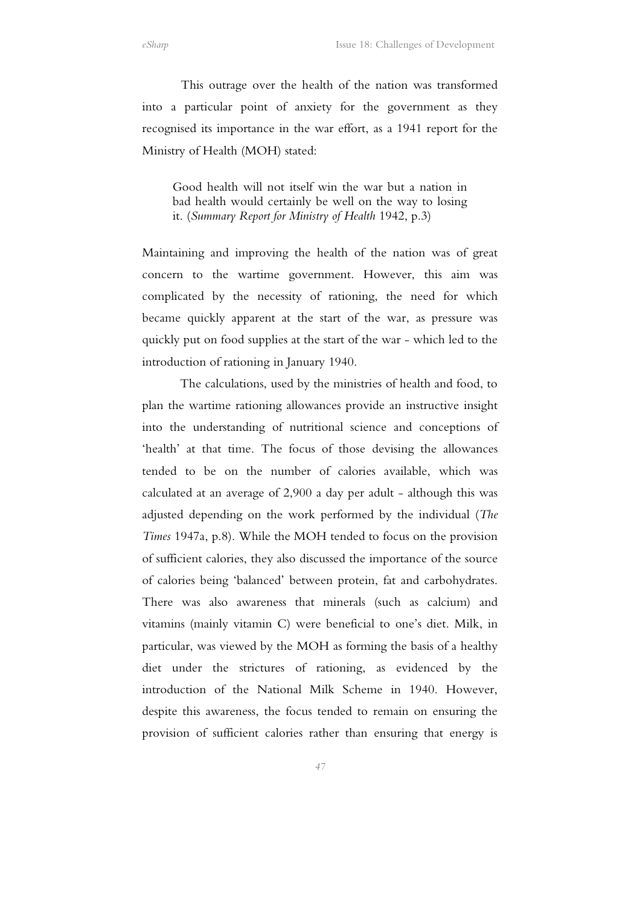This outrage over the health of the nation was transformed into a particular point of anxiety for the government as they recognised its importance in the war effort, as a 1941 report for the Ministry of Health (MOH) stated:

> Good health will not itself win the war but a nation in bad health would certainly be well on the way to losing it. (*Summary Report for Ministry of Health* 1942, p.3)

Maintaining and improving the health of the nation was of great concern to the wartime government. However, this aim was complicated by the necessity of rationing, the need for which became quickly apparent at the start of the war, as pressure was quickly put on food supplies at the start of the war - which led to the introduction of rationing in January 1940.

The calculations, used by the ministries of health and food, to plan the wartime rationing allowances provide an instructive insight into the understanding of nutritional science and conceptions of 'health' at that time. The focus of those devising the allowances tended to be on the number of calories available, which was calculated at an average of 2,900 a day per adult - although this was adjusted depending on the work performed by the individual (*The Times* 1947a, p.8). While the MOH tended to focus on the provision of sufficient calories, they also discussed the importance of the source of calories being 'balanced' between protein, fat and carbohydrates. There was also awareness that minerals (such as calcium) and vitamins (mainly vitamin C) were beneficial to one's diet. Milk, in particular, was viewed by the MOH as forming the basis of a healthy diet under the strictures of rationing, as evidenced by the introduction of the National Milk Scheme in 1940. However, despite this awareness, the focus tended to remain on ensuring the provision of sufficient calories rather than ensuring that energy is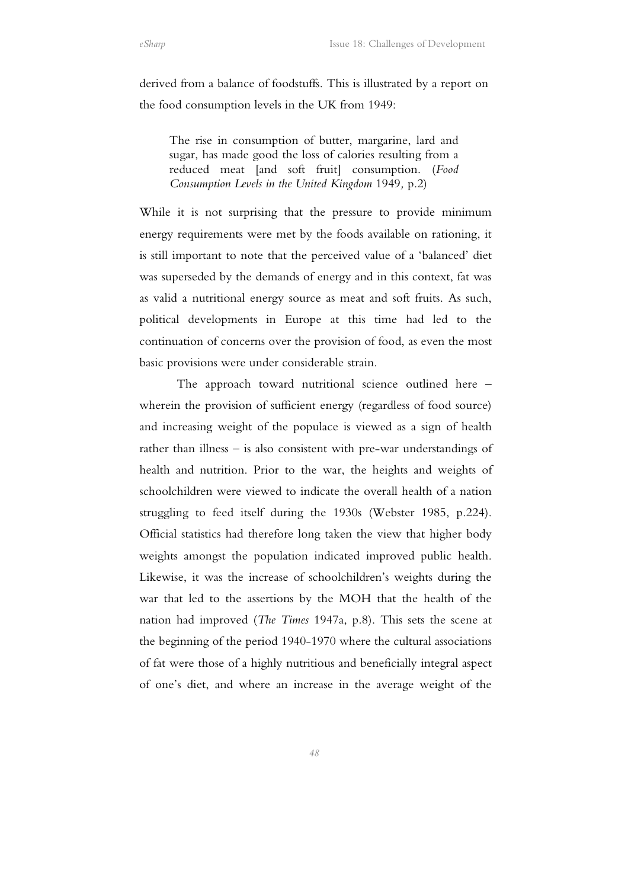derived from a balance of foodstuffs. This is illustrated by a report on the food consumption levels in the UK from 1949:

> The rise in consumption of butter, margarine, lard and sugar, has made good the loss of calories resulting from a reduced meat [and soft fruit] consumption. (*Food Consumption Levels in the United Kingdom* 1949*,* p.2)

While it is not surprising that the pressure to provide minimum energy requirements were met by the foods available on rationing, it is still important to note that the perceived value of a 'balanced' diet was superseded by the demands of energy and in this context, fat was as valid a nutritional energy source as meat and soft fruits. As such, political developments in Europe at this time had led to the continuation of concerns over the provision of food, as even the most basic provisions were under considerable strain.

The approach toward nutritional science outlined here – wherein the provision of sufficient energy (regardless of food source) and increasing weight of the populace is viewed as a sign of health rather than illness – is also consistent with pre-war understandings of health and nutrition. Prior to the war, the heights and weights of schoolchildren were viewed to indicate the overall health of a nation struggling to feed itself during the 1930s (Webster 1985, p.224). Official statistics had therefore long taken the view that higher body weights amongst the population indicated improved public health. Likewise, it was the increase of schoolchildren's weights during the war that led to the assertions by the MOH that the health of the nation had improved (*The Times* 1947a, p.8). This sets the scene at the beginning of the period 1940-1970 where the cultural associations of fat were those of a highly nutritious and beneficially integral aspect of one's diet, and where an increase in the average weight of the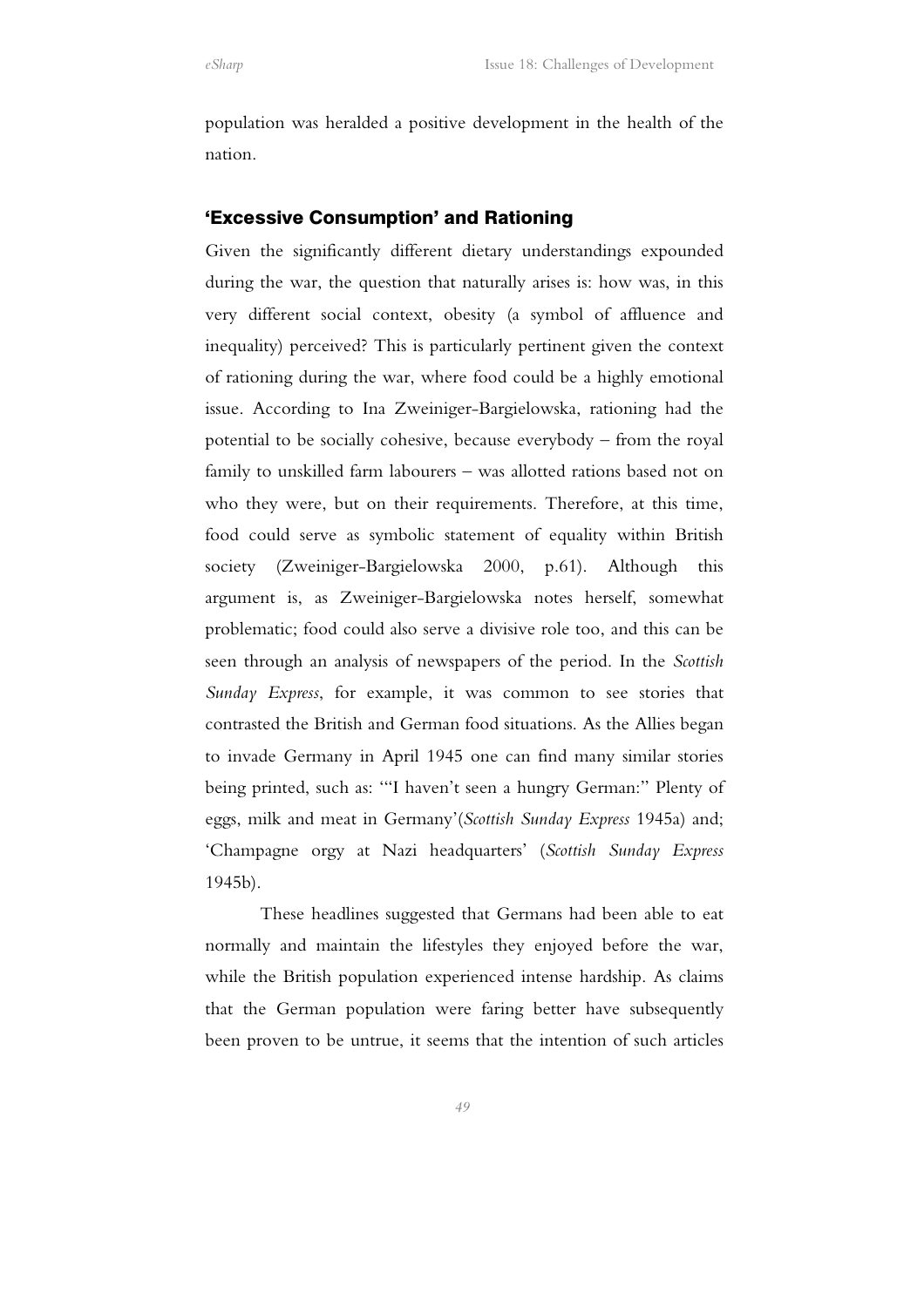population was heralded a positive development in the health of the nation.

## 'Excessive Consumption' and Rationing

Given the significantly different dietary understandings expounded during the war, the question that naturally arises is: how was, in this very different social context, obesity (a symbol of affluence and inequality) perceived? This is particularly pertinent given the context of rationing during the war, where food could be a highly emotional issue. According to Ina Zweiniger-Bargielowska, rationing had the potential to be socially cohesive, because everybody – from the royal family to unskilled farm labourers – was allotted rations based not on who they were, but on their requirements. Therefore, at this time, food could serve as symbolic statement of equality within British society (Zweiniger-Bargielowska 2000, p.61). Although this argument is, as Zweiniger-Bargielowska notes herself, somewhat problematic; food could also serve a divisive role too, and this can be seen through an analysis of newspapers of the period. In the *Scottish Sunday Express*, for example, it was common to see stories that contrasted the British and German food situations. As the Allies began to invade Germany in April 1945 one can find many similar stories being printed, such as: '"I haven't seen a hungry German:" Plenty of eggs, milk and meat in Germany'(*Scottish Sunday Express* 1945a) and; 'Champagne orgy at Nazi headquarters' (*Scottish Sunday Express* 1945b).

These headlines suggested that Germans had been able to eat normally and maintain the lifestyles they enjoyed before the war, while the British population experienced intense hardship. As claims that the German population were faring better have subsequently been proven to be untrue, it seems that the intention of such articles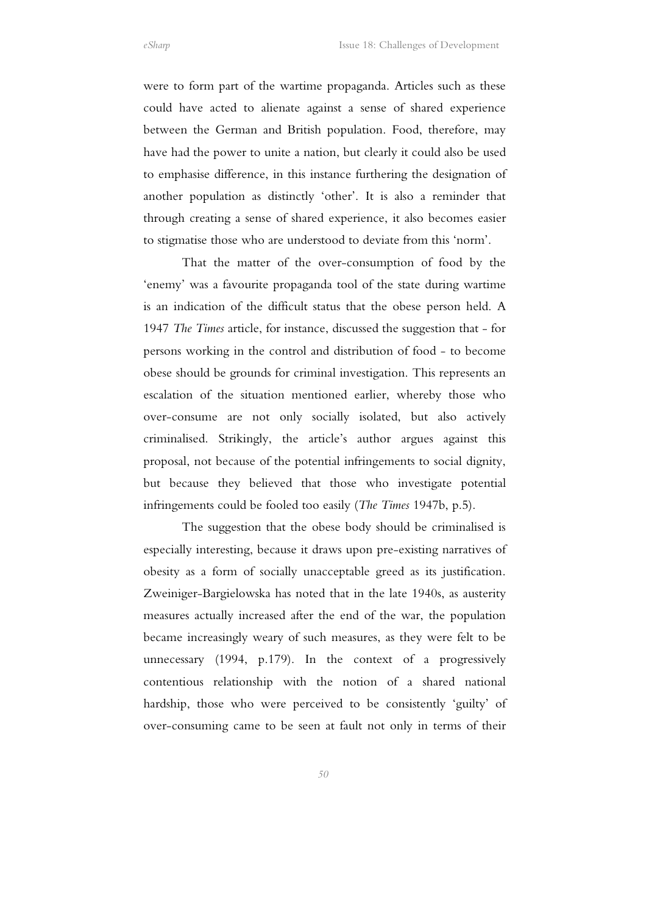were to form part of the wartime propaganda. Articles such as these could have acted to alienate against a sense of shared experience between the German and British population. Food, therefore, may have had the power to unite a nation, but clearly it could also be used to emphasise difference, in this instance furthering the designation of another population as distinctly 'other'. It is also a reminder that through creating a sense of shared experience, it also becomes easier to stigmatise those who are understood to deviate from this 'norm'.

That the matter of the over-consumption of food by the 'enemy' was a favourite propaganda tool of the state during wartime is an indication of the difficult status that the obese person held. A 1947 *The Times* article, for instance, discussed the suggestion that - for persons working in the control and distribution of food - to become obese should be grounds for criminal investigation. This represents an escalation of the situation mentioned earlier, whereby those who over-consume are not only socially isolated, but also actively criminalised. Strikingly, the article's author argues against this proposal, not because of the potential infringements to social dignity, but because they believed that those who investigate potential infringements could be fooled too easily (*The Times* 1947b, p.5).

The suggestion that the obese body should be criminalised is especially interesting, because it draws upon pre-existing narratives of obesity as a form of socially unacceptable greed as its justification. Zweiniger-Bargielowska has noted that in the late 1940s, as austerity measures actually increased after the end of the war, the population became increasingly weary of such measures, as they were felt to be unnecessary (1994, p.179). In the context of a progressively contentious relationship with the notion of a shared national hardship, those who were perceived to be consistently 'guilty' of over-consuming came to be seen at fault not only in terms of their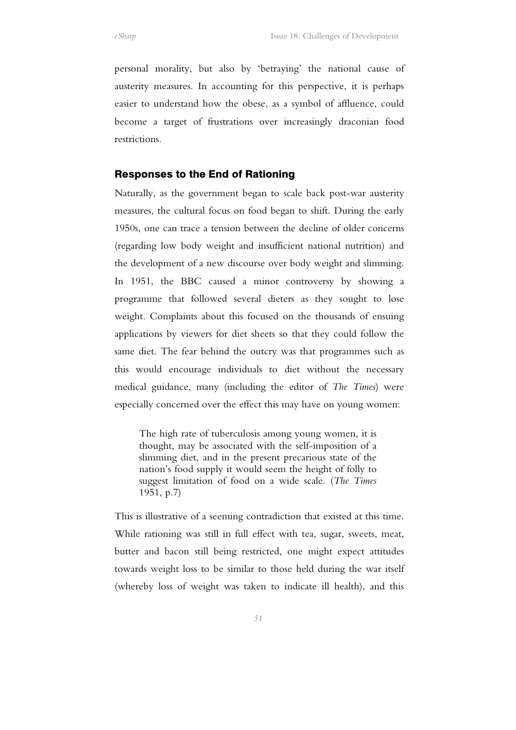personal morality, but also by 'betraying' the national cause of austerity measures. In accounting for this perspective, it is perhaps easier to understand how the obese, as a symbol of affluence, could become a target of frustrations over increasingly draconian food restrictions.

## Responses to the End of Rationing

Naturally, as the government began to scale back post-war austerity measures, the cultural focus on food began to shift. During the early 1950s, one can trace a tension between the decline of older concerns (regarding low body weight and insufficient national nutrition) and the development of a new discourse over body weight and slimming. In 1951, the BBC caused a minor controversy by showing a programme that followed several dieters as they sought to lose weight. Complaints about this focused on the thousands of ensuing applications by viewers for diet sheets so that they could follow the same diet. The fear behind the outcry was that programmes such as this would encourage individuals to diet without the necessary medical guidance, many (including the editor of *The Times*) were especially concerned over the effect this may have on young women:

> The high rate of tuberculosis among young women, it is thought, may be associated with the self-imposition of a slimming diet, and in the present precarious state of the nation's food supply it would seem the height of folly to suggest limitation of food on a wide scale. (*The Times* 1951, p.7)

This is illustrative of a seeming contradiction that existed at this time. While rationing was still in full effect with tea, sugar, sweets, meat, butter and bacon still being restricted, one might expect attitudes towards weight loss to be similar to those held during the war itself (whereby loss of weight was taken to indicate ill health), and this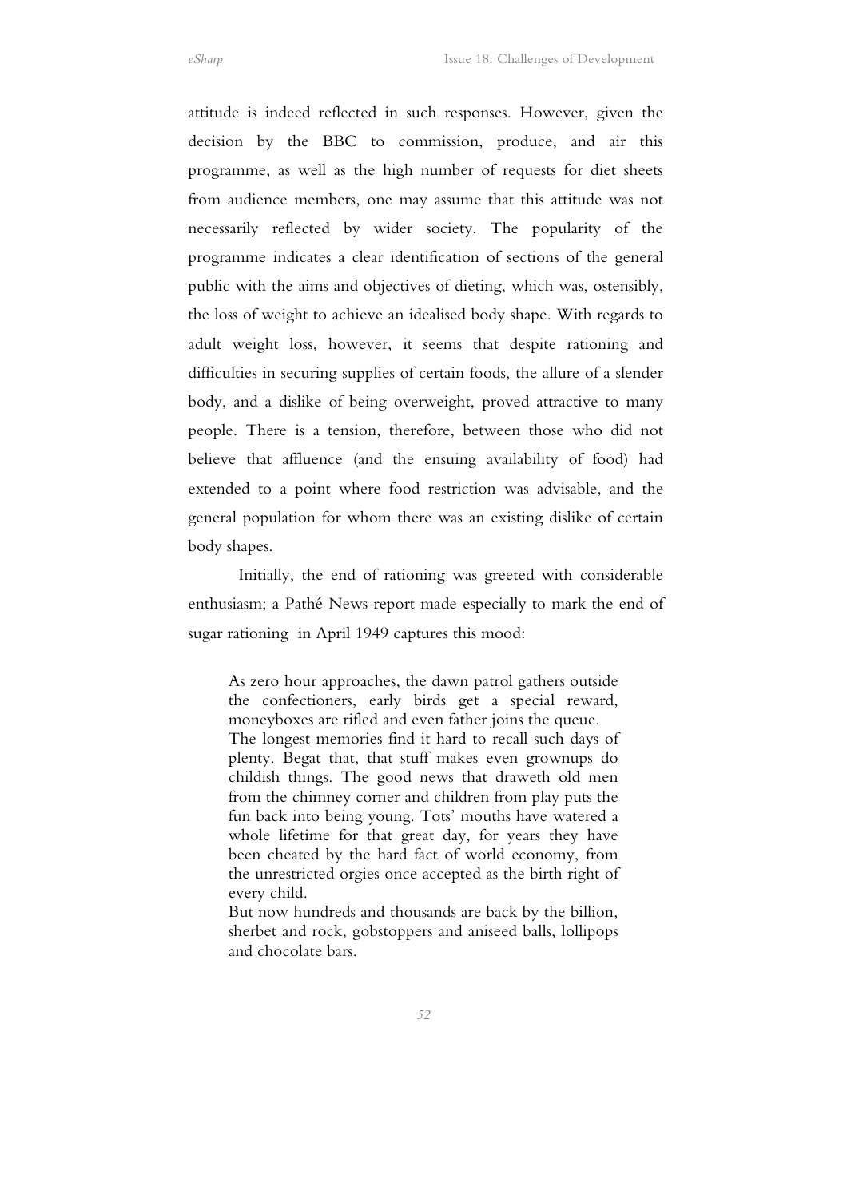attitude is indeed reflected in such responses. However, given the decision by the BBC to commission, produce, and air this programme, as well as the high number of requests for diet sheets from audience members, one may assume that this attitude was not necessarily reflected by wider society. The popularity of the programme indicates a clear identification of sections of the general public with the aims and objectives of dieting, which was, ostensibly, the loss of weight to achieve an idealised body shape. With regards to adult weight loss, however, it seems that despite rationing and difficulties in securing supplies of certain foods, the allure of a slender body, and a dislike of being overweight, proved attractive to many people. There is a tension, therefore, between those who did not believe that affluence (and the ensuing availability of food) had extended to a point where food restriction was advisable, and the general population for whom there was an existing dislike of certain body shapes.

Initially, the end of rationing was greeted with considerable enthusiasm; a Pathé News report made especially to mark the end of sugar rationing in April 1949 captures this mood:

> As zero hour approaches, the dawn patrol gathers outside the confectioners, early birds get a special reward, moneyboxes are rifled and even father joins the queue.
> The longest memories find it hard to recall such days of plenty. Begat that, that stuff makes even grownups do childish things. The good news that draweth old men from the chimney corner and children from play puts the fun back into being young. Tots' mouths have watered a whole lifetime for that great day, for years they have been cheated by the hard fact of world economy, from the unrestricted orgies once accepted as the birth right of every child.
> But now hundreds and thousands are back by the billion, sherbet and rock, gobstoppers and aniseed balls, lollipops and chocolate bars.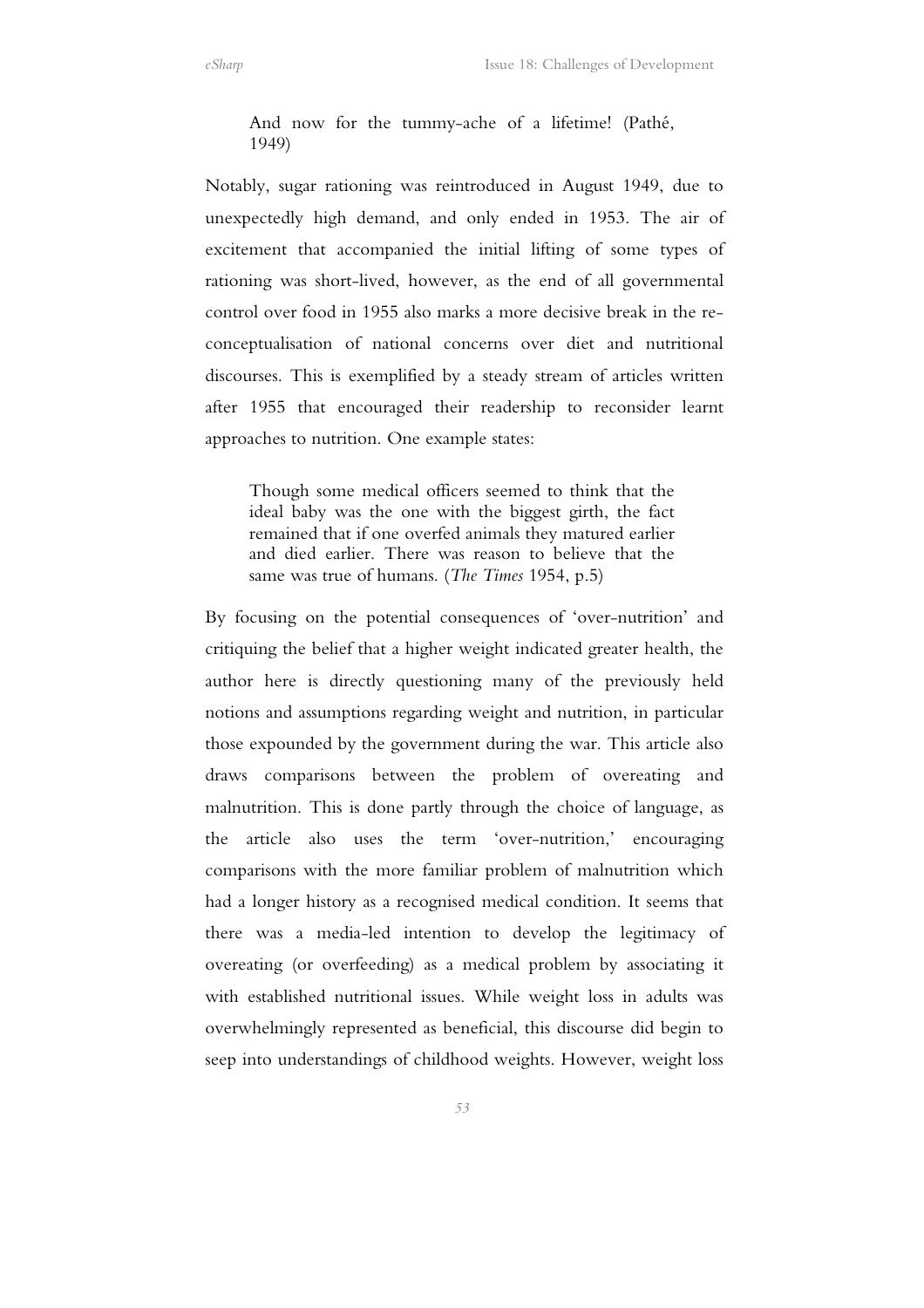> And now for the tummy-ache of a lifetime! (Pathé, 1949)

Notably, sugar rationing was reintroduced in August 1949, due to unexpectedly high demand, and only ended in 1953. The air of excitement that accompanied the initial lifting of some types of rationing was short-lived, however, as the end of all governmental control over food in 1955 also marks a more decisive break in the re-conceptualisation of national concerns over diet and nutritional discourses. This is exemplified by a steady stream of articles written after 1955 that encouraged their readership to reconsider learnt approaches to nutrition. One example states:

> Though some medical officers seemed to think that the ideal baby was the one with the biggest girth, the fact remained that if one overfed animals they matured earlier and died earlier. There was reason to believe that the same was true of humans. (*The Times* 1954, p.5)

By focusing on the potential consequences of 'over-nutrition' and critiquing the belief that a higher weight indicated greater health, the author here is directly questioning many of the previously held notions and assumptions regarding weight and nutrition, in particular those expounded by the government during the war. This article also draws comparisons between the problem of overeating and malnutrition. This is done partly through the choice of language, as the article also uses the term 'over-nutrition,' encouraging comparisons with the more familiar problem of malnutrition which had a longer history as a recognised medical condition. It seems that there was a media-led intention to develop the legitimacy of overeating (or overfeeding) as a medical problem by associating it with established nutritional issues. While weight loss in adults was overwhelmingly represented as beneficial, this discourse did begin to seep into understandings of childhood weights. However, weight loss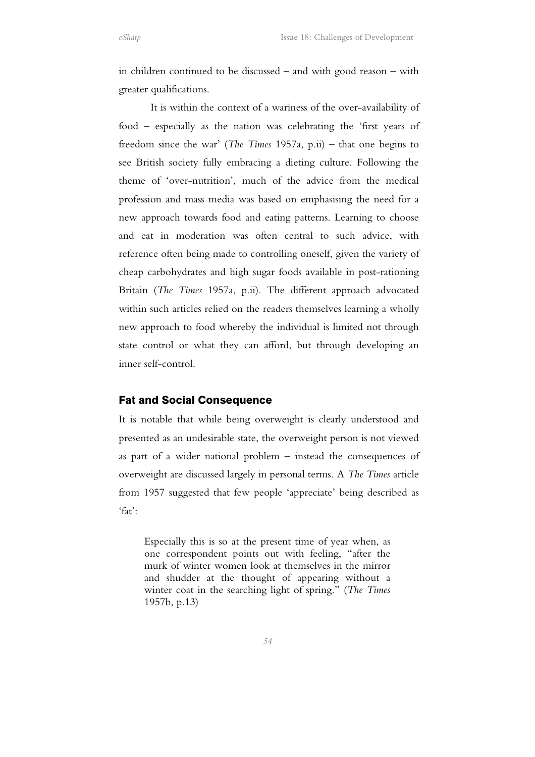in children continued to be discussed – and with good reason – with greater qualifications.

It is within the context of a wariness of the over-availability of food – especially as the nation was celebrating the 'first years of freedom since the war' (*The Times* 1957a, p.ii) – that one begins to see British society fully embracing a dieting culture. Following the theme of 'over-nutrition', much of the advice from the medical profession and mass media was based on emphasising the need for a new approach towards food and eating patterns. Learning to choose and eat in moderation was often central to such advice, with reference often being made to controlling oneself, given the variety of cheap carbohydrates and high sugar foods available in post-rationing Britain (*The Times* 1957a, p.ii). The different approach advocated within such articles relied on the readers themselves learning a wholly new approach to food whereby the individual is limited not through state control or what they can afford, but through developing an inner self-control.

## Fat and Social Consequence

It is notable that while being overweight is clearly understood and presented as an undesirable state, the overweight person is not viewed as part of a wider national problem – instead the consequences of overweight are discussed largely in personal terms. A *The Times* article from 1957 suggested that few people 'appreciate' being described as 'fat':

> Especially this is so at the present time of year when, as one correspondent points out with feeling, "after the murk of winter women look at themselves in the mirror and shudder at the thought of appearing without a winter coat in the searching light of spring." (*The Times* 1957b, p.13)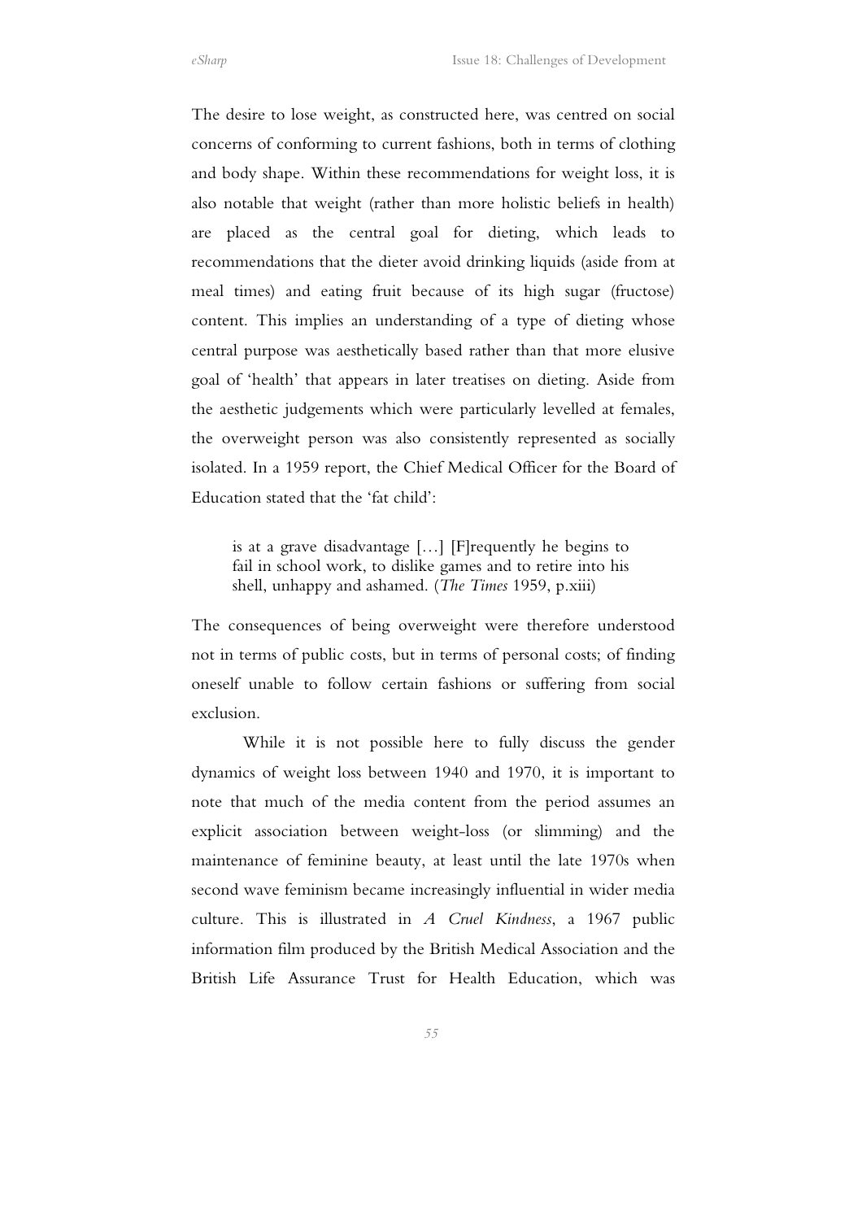The desire to lose weight, as constructed here, was centred on social concerns of conforming to current fashions, both in terms of clothing and body shape. Within these recommendations for weight loss, it is also notable that weight (rather than more holistic beliefs in health) are placed as the central goal for dieting, which leads to recommendations that the dieter avoid drinking liquids (aside from at meal times) and eating fruit because of its high sugar (fructose) content. This implies an understanding of a type of dieting whose central purpose was aesthetically based rather than that more elusive goal of 'health' that appears in later treatises on dieting. Aside from the aesthetic judgements which were particularly levelled at females, the overweight person was also consistently represented as socially isolated. In a 1959 report, the Chief Medical Officer for the Board of Education stated that the 'fat child':

> is at a grave disadvantage […] [F]requently he begins to fail in school work, to dislike games and to retire into his shell, unhappy and ashamed. (*The Times* 1959, p.xiii)

The consequences of being overweight were therefore understood not in terms of public costs, but in terms of personal costs; of finding oneself unable to follow certain fashions or suffering from social exclusion.

While it is not possible here to fully discuss the gender dynamics of weight loss between 1940 and 1970, it is important to note that much of the media content from the period assumes an explicit association between weight-loss (or slimming) and the maintenance of feminine beauty, at least until the late 1970s when second wave feminism became increasingly influential in wider media culture. This is illustrated in *A Cruel Kindness*, a 1967 public information film produced by the British Medical Association and the British Life Assurance Trust for Health Education, which was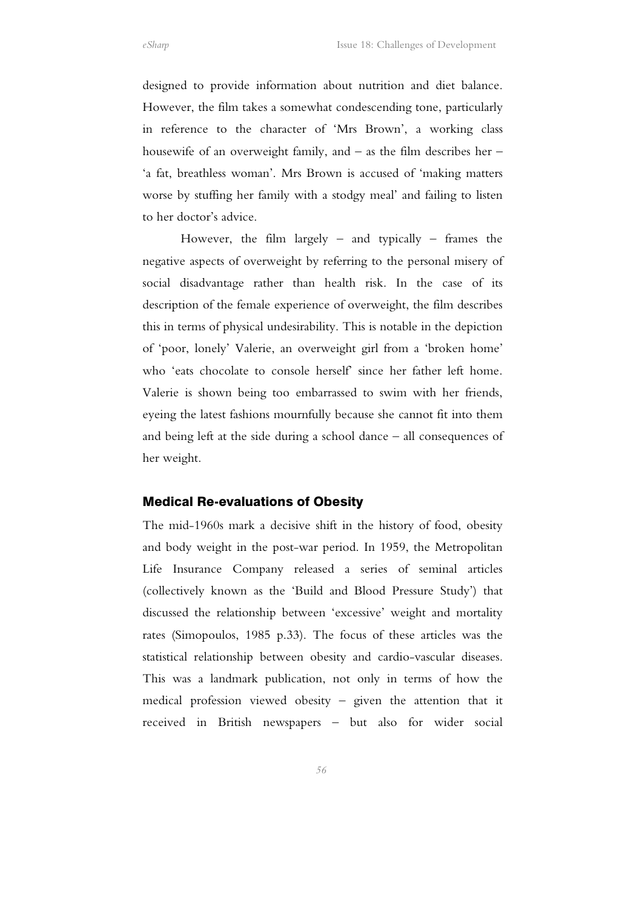designed to provide information about nutrition and diet balance. However, the film takes a somewhat condescending tone, particularly in reference to the character of 'Mrs Brown', a working class housewife of an overweight family, and – as the film describes her – 'a fat, breathless woman'. Mrs Brown is accused of 'making matters worse by stuffing her family with a stodgy meal' and failing to listen to her doctor's advice.

However, the film largely – and typically – frames the negative aspects of overweight by referring to the personal misery of social disadvantage rather than health risk. In the case of its description of the female experience of overweight, the film describes this in terms of physical undesirability. This is notable in the depiction of 'poor, lonely' Valerie, an overweight girl from a 'broken home' who 'eats chocolate to console herself' since her father left home. Valerie is shown being too embarrassed to swim with her friends, eyeing the latest fashions mournfully because she cannot fit into them and being left at the side during a school dance – all consequences of her weight.

## Medical Re-evaluations of Obesity

The mid-1960s mark a decisive shift in the history of food, obesity and body weight in the post-war period. In 1959, the Metropolitan Life Insurance Company released a series of seminal articles (collectively known as the 'Build and Blood Pressure Study') that discussed the relationship between 'excessive' weight and mortality rates (Simopoulos, 1985 p.33). The focus of these articles was the statistical relationship between obesity and cardio-vascular diseases. This was a landmark publication, not only in terms of how the medical profession viewed obesity – given the attention that it received in British newspapers – but also for wider social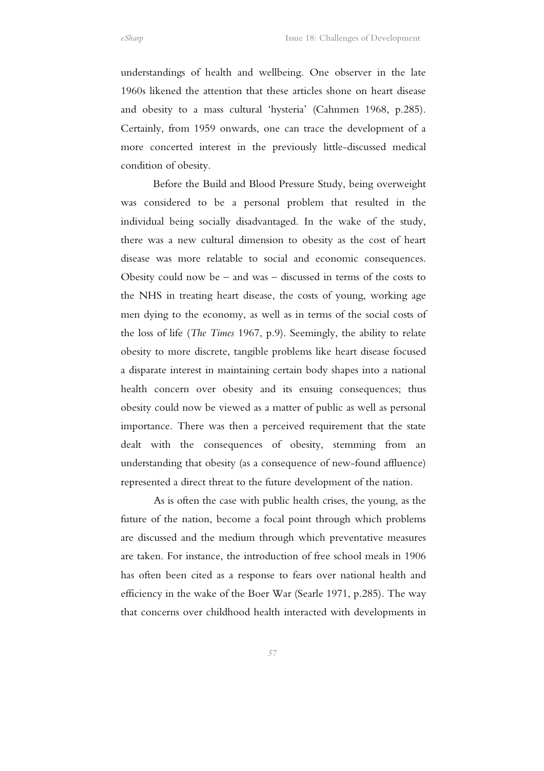understandings of health and wellbeing. One observer in the late 1960s likened the attention that these articles shone on heart disease and obesity to a mass cultural 'hysteria' (Cahnmen 1968, p.285). Certainly, from 1959 onwards, one can trace the development of a more concerted interest in the previously little-discussed medical condition of obesity.

Before the Build and Blood Pressure Study, being overweight was considered to be a personal problem that resulted in the individual being socially disadvantaged. In the wake of the study, there was a new cultural dimension to obesity as the cost of heart disease was more relatable to social and economic consequences. Obesity could now be – and was – discussed in terms of the costs to the NHS in treating heart disease, the costs of young, working age men dying to the economy, as well as in terms of the social costs of the loss of life (*The Times* 1967, p.9). Seemingly, the ability to relate obesity to more discrete, tangible problems like heart disease focused a disparate interest in maintaining certain body shapes into a national health concern over obesity and its ensuing consequences; thus obesity could now be viewed as a matter of public as well as personal importance. There was then a perceived requirement that the state dealt with the consequences of obesity, stemming from an understanding that obesity (as a consequence of new-found affluence) represented a direct threat to the future development of the nation.

As is often the case with public health crises, the young, as the future of the nation, become a focal point through which problems are discussed and the medium through which preventative measures are taken. For instance, the introduction of free school meals in 1906 has often been cited as a response to fears over national health and efficiency in the wake of the Boer War (Searle 1971, p.285). The way that concerns over childhood health interacted with developments in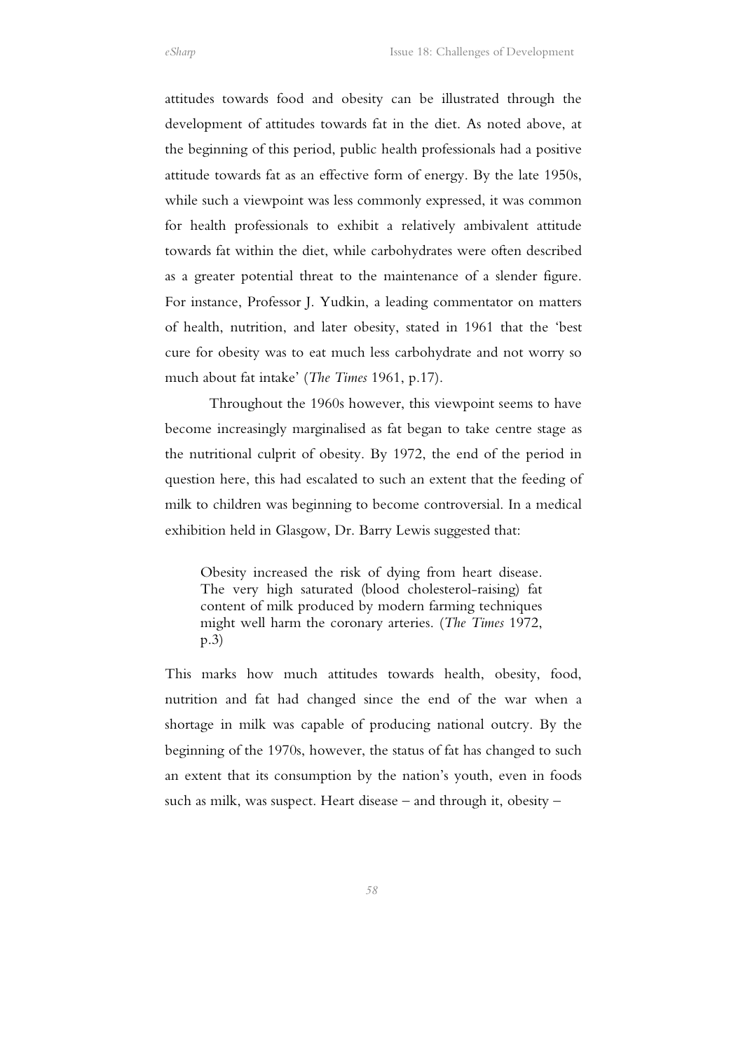attitudes towards food and obesity can be illustrated through the development of attitudes towards fat in the diet. As noted above, at the beginning of this period, public health professionals had a positive attitude towards fat as an effective form of energy. By the late 1950s, while such a viewpoint was less commonly expressed, it was common for health professionals to exhibit a relatively ambivalent attitude towards fat within the diet, while carbohydrates were often described as a greater potential threat to the maintenance of a slender figure. For instance, Professor J. Yudkin, a leading commentator on matters of health, nutrition, and later obesity, stated in 1961 that the 'best cure for obesity was to eat much less carbohydrate and not worry so much about fat intake' (*The Times* 1961, p.17).

Throughout the 1960s however, this viewpoint seems to have become increasingly marginalised as fat began to take centre stage as the nutritional culprit of obesity. By 1972, the end of the period in question here, this had escalated to such an extent that the feeding of milk to children was beginning to become controversial. In a medical exhibition held in Glasgow, Dr. Barry Lewis suggested that:

> Obesity increased the risk of dying from heart disease. The very high saturated (blood cholesterol-raising) fat content of milk produced by modern farming techniques might well harm the coronary arteries. (*The Times* 1972, p.3)

This marks how much attitudes towards health, obesity, food, nutrition and fat had changed since the end of the war when a shortage in milk was capable of producing national outcry. By the beginning of the 1970s, however, the status of fat has changed to such an extent that its consumption by the nation's youth, even in foods such as milk, was suspect. Heart disease – and through it, obesity –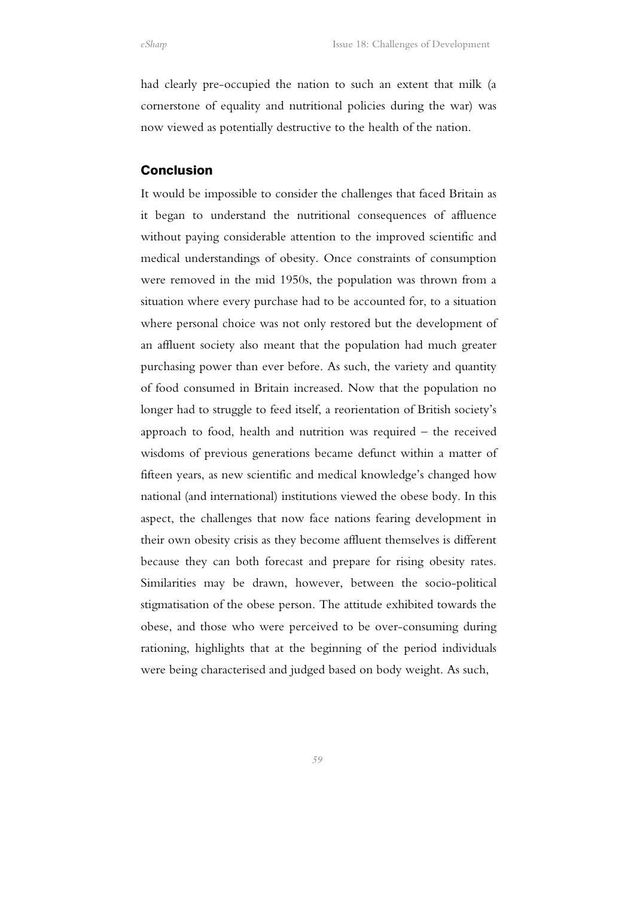had clearly pre-occupied the nation to such an extent that milk (a cornerstone of equality and nutritional policies during the war) was now viewed as potentially destructive to the health of the nation.

## Conclusion

It would be impossible to consider the challenges that faced Britain as it began to understand the nutritional consequences of affluence without paying considerable attention to the improved scientific and medical understandings of obesity. Once constraints of consumption were removed in the mid 1950s, the population was thrown from a situation where every purchase had to be accounted for, to a situation where personal choice was not only restored but the development of an affluent society also meant that the population had much greater purchasing power than ever before. As such, the variety and quantity of food consumed in Britain increased. Now that the population no longer had to struggle to feed itself, a reorientation of British society's approach to food, health and nutrition was required – the received wisdoms of previous generations became defunct within a matter of fifteen years, as new scientific and medical knowledge's changed how national (and international) institutions viewed the obese body. In this aspect, the challenges that now face nations fearing development in their own obesity crisis as they become affluent themselves is different because they can both forecast and prepare for rising obesity rates. Similarities may be drawn, however, between the socio-political stigmatisation of the obese person. The attitude exhibited towards the obese, and those who were perceived to be over-consuming during rationing, highlights that at the beginning of the period individuals were being characterised and judged based on body weight. As such,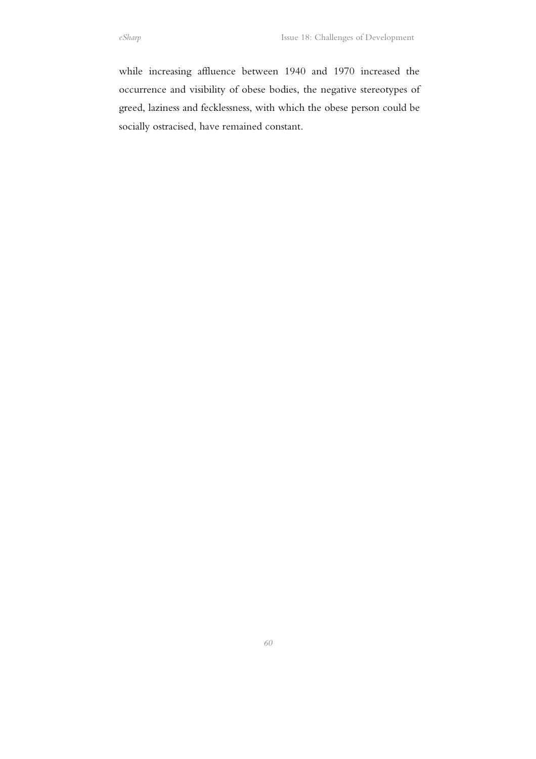while increasing affluence between 1940 and 1970 increased the occurrence and visibility of obese bodies, the negative stereotypes of greed, laziness and fecklessness, with which the obese person could be socially ostracised, have remained constant.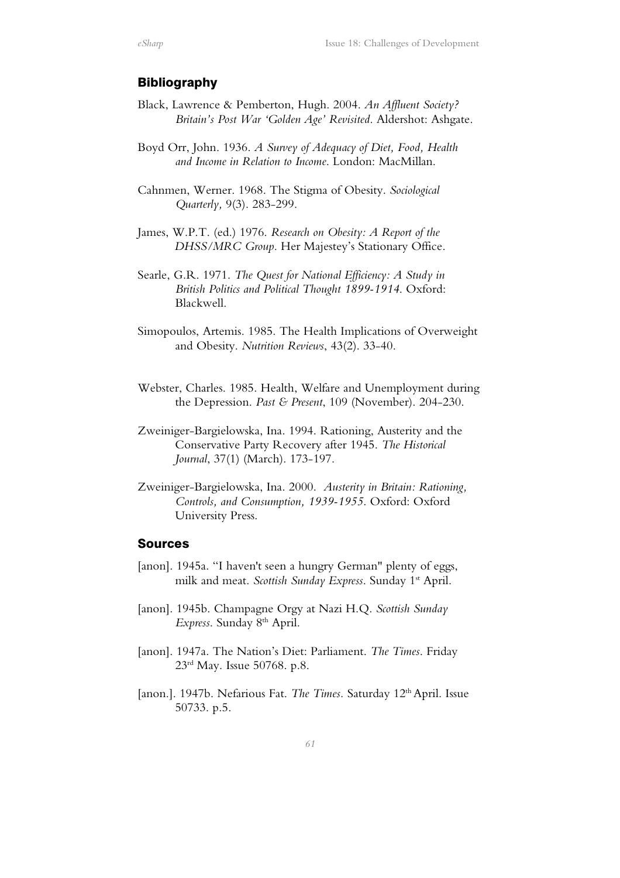## Bibliography

Black, Lawrence & Pemberton, Hugh. 2004. *An Affluent Society? Britain's Post War 'Golden Age' Revisited*. Aldershot: Ashgate.

Boyd Orr, John. 1936. *A Survey of Adequacy of Diet, Food, Health and Income in Relation to Income*. London: MacMillan.

Cahnmen, Werner. 1968. The Stigma of Obesity. *Sociological Quarterly,* 9(3). 283-299.

James, W.P.T. (ed.) 1976. *Research on Obesity: A Report of the DHSS/MRC Group*. Her Majestey's Stationary Office.

Searle, G.R. 1971. *The Quest for National Efficiency: A Study in British Politics and Political Thought 1899-1914*. Oxford: Blackwell.

Simopoulos, Artemis. 1985. The Health Implications of Overweight and Obesity. *Nutrition Reviews*, 43(2). 33-40.

Webster, Charles. 1985. Health, Welfare and Unemployment during the Depression. *Past & Present*, 109 (November). 204-230.

Zweiniger-Bargielowska, Ina. 1994. Rationing, Austerity and the Conservative Party Recovery after 1945. *The Historical Journal*, 37(1) (March). 173-197.

Zweiniger-Bargielowska, Ina. 2000. *Austerity in Britain: Rationing, Controls, and Consumption, 1939-1955*. Oxford: Oxford University Press.

## Sources

[anon]. 1945a. "I haven't seen a hungry German" plenty of eggs, milk and meat. *Scottish Sunday Express*. Sunday 1st April.

[anon]. 1945b. Champagne Orgy at Nazi H.Q. *Scottish Sunday Express*. Sunday 8th April.

[anon]. 1947a. The Nation's Diet: Parliament. *The Times*. Friday 23rd May. Issue 50768. p.8.

[anon.]. 1947b. Nefarious Fat. *The Times*. Saturday 12th April. Issue 50733. p.5.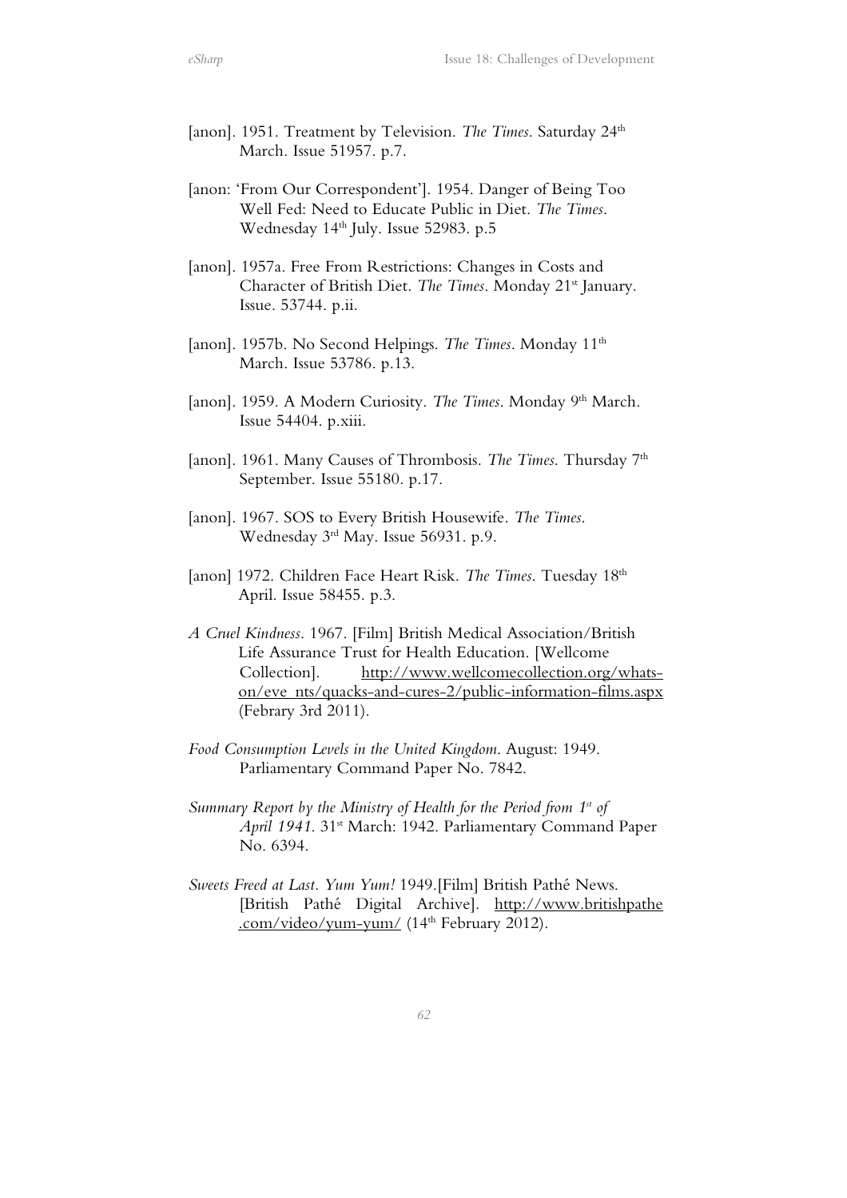[anon]. 1951. Treatment by Television. *The Times*. Saturday 24th March. Issue 51957. p.7.

[anon: 'From Our Correspondent']. 1954. Danger of Being Too Well Fed: Need to Educate Public in Diet. *The Times*. Wednesday 14th July. Issue 52983. p.5

[anon]. 1957a. Free From Restrictions: Changes in Costs and Character of British Diet. *The Times*. Monday 21st January. Issue. 53744. p.ii.

[anon]. 1957b. No Second Helpings. *The Times*. Monday 11th March. Issue 53786. p.13.

[anon]. 1959. A Modern Curiosity. *The Times*. Monday 9th March. Issue 54404. p.xiii.

[anon]. 1961. Many Causes of Thrombosis. *The Times*. Thursday 7th September. Issue 55180. p.17.

[anon]. 1967. SOS to Every British Housewife. *The Times*. Wednesday 3rd May. Issue 56931. p.9.

[anon] 1972. Children Face Heart Risk. *The Times*. Tuesday 18th April. Issue 58455. p.3.

*A Cruel Kindness*. 1967. [Film] British Medical Association/British Life Assurance Trust for Health Education. [Wellcome Collection]. http://www.wellcomecollection.org/whats-on/eve nts/quacks-and-cures-2/public-information-films.aspx (Febrary 3rd 2011).

*Food Consumption Levels in the United Kingdom*. August: 1949. Parliamentary Command Paper No. 7842.

*Summary Report by the Ministry of Health for the Period from 1st of April 1941*. 31st March: 1942. Parliamentary Command Paper No. 6394.

*Sweets Freed at Last. Yum Yum!* 1949.[Film] British Pathé News. [British Pathé Digital Archive]. http://www.britishpathe.com/video/yum-yum/ (14th February 2012).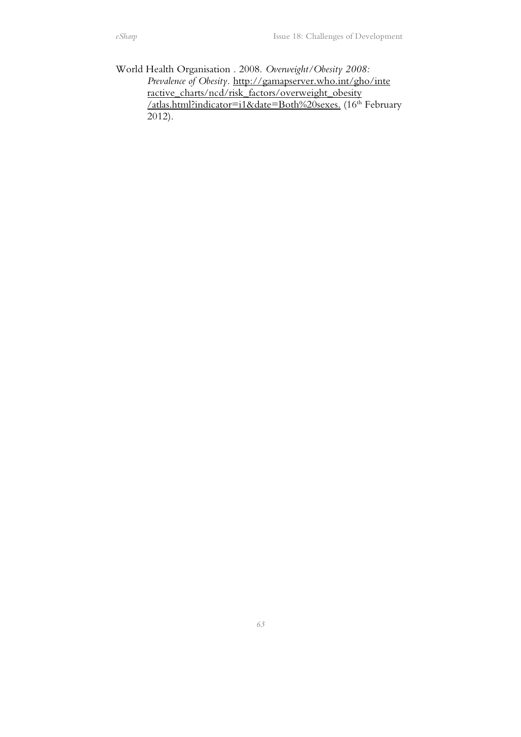World Health Organisation . 2008. *Overweight/Obesity 2008: Prevalence of Obesity*. http://gamapserver.who.int/gho/interactive_charts/ncd/risk_factors/overweight_obesity/atlas.html?indicator=i1&date=Both%20sexes. (16th February 2012).